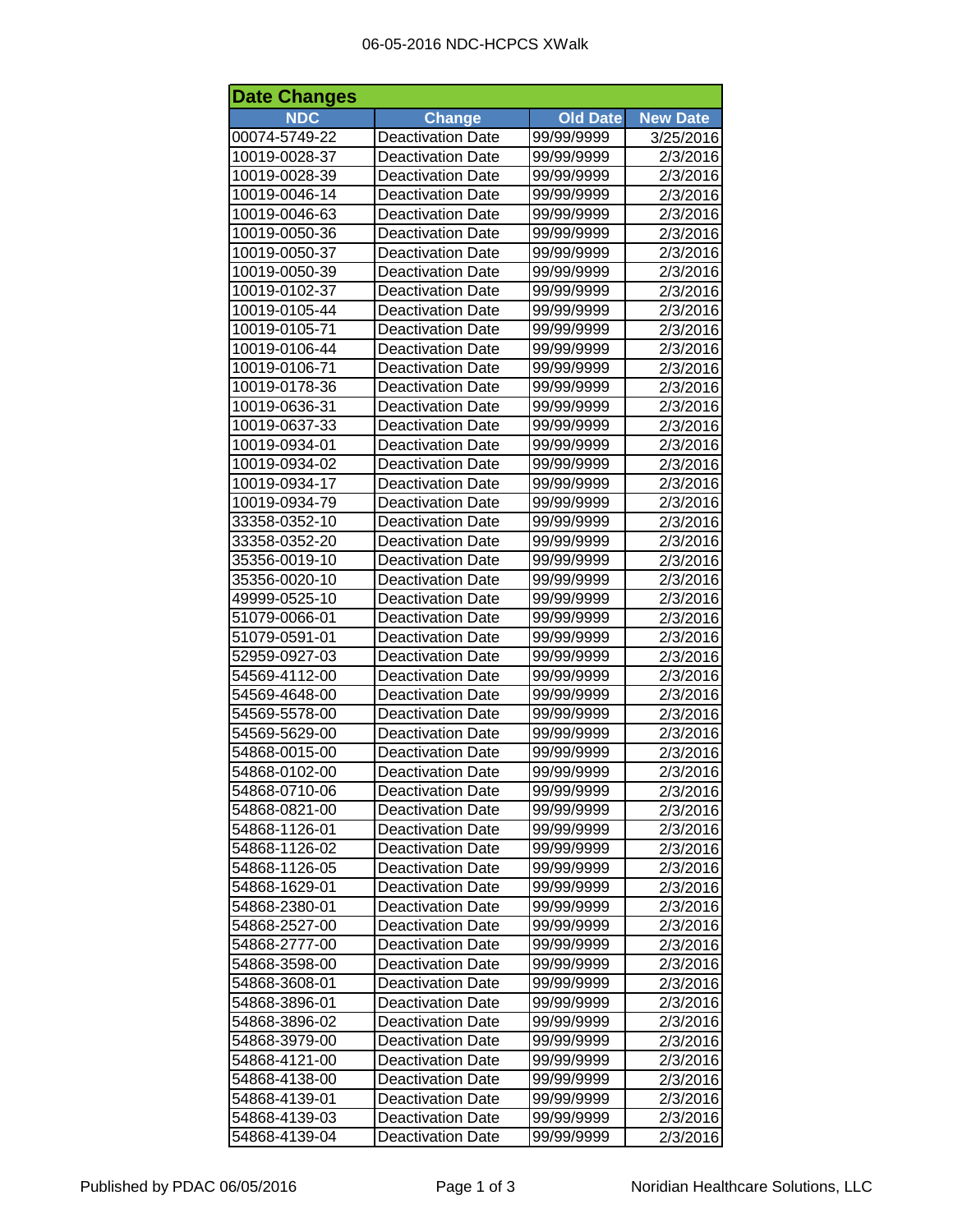# 06-05-2016 NDC-HCPCS XWalk

## Date Changes

| NDC | Change | Old Date | New Date |
|---|---|---|---|
| 00074-5749-22 | Deactivation Date | 99/99/9999 | 3/25/2016 |
| 10019-0028-37 | Deactivation Date | 99/99/9999 | 2/3/2016 |
| 10019-0028-39 | Deactivation Date | 99/99/9999 | 2/3/2016 |
| 10019-0046-14 | Deactivation Date | 99/99/9999 | 2/3/2016 |
| 10019-0046-63 | Deactivation Date | 99/99/9999 | 2/3/2016 |
| 10019-0050-36 | Deactivation Date | 99/99/9999 | 2/3/2016 |
| 10019-0050-37 | Deactivation Date | 99/99/9999 | 2/3/2016 |
| 10019-0050-39 | Deactivation Date | 99/99/9999 | 2/3/2016 |
| 10019-0102-37 | Deactivation Date | 99/99/9999 | 2/3/2016 |
| 10019-0105-44 | Deactivation Date | 99/99/9999 | 2/3/2016 |
| 10019-0105-71 | Deactivation Date | 99/99/9999 | 2/3/2016 |
| 10019-0106-44 | Deactivation Date | 99/99/9999 | 2/3/2016 |
| 10019-0106-71 | Deactivation Date | 99/99/9999 | 2/3/2016 |
| 10019-0178-36 | Deactivation Date | 99/99/9999 | 2/3/2016 |
| 10019-0636-31 | Deactivation Date | 99/99/9999 | 2/3/2016 |
| 10019-0637-33 | Deactivation Date | 99/99/9999 | 2/3/2016 |
| 10019-0934-01 | Deactivation Date | 99/99/9999 | 2/3/2016 |
| 10019-0934-02 | Deactivation Date | 99/99/9999 | 2/3/2016 |
| 10019-0934-17 | Deactivation Date | 99/99/9999 | 2/3/2016 |
| 10019-0934-79 | Deactivation Date | 99/99/9999 | 2/3/2016 |
| 33358-0352-10 | Deactivation Date | 99/99/9999 | 2/3/2016 |
| 33358-0352-20 | Deactivation Date | 99/99/9999 | 2/3/2016 |
| 35356-0019-10 | Deactivation Date | 99/99/9999 | 2/3/2016 |
| 35356-0020-10 | Deactivation Date | 99/99/9999 | 2/3/2016 |
| 49999-0525-10 | Deactivation Date | 99/99/9999 | 2/3/2016 |
| 51079-0066-01 | Deactivation Date | 99/99/9999 | 2/3/2016 |
| 51079-0591-01 | Deactivation Date | 99/99/9999 | 2/3/2016 |
| 52959-0927-03 | Deactivation Date | 99/99/9999 | 2/3/2016 |
| 54569-4112-00 | Deactivation Date | 99/99/9999 | 2/3/2016 |
| 54569-4648-00 | Deactivation Date | 99/99/9999 | 2/3/2016 |
| 54569-5578-00 | Deactivation Date | 99/99/9999 | 2/3/2016 |
| 54569-5629-00 | Deactivation Date | 99/99/9999 | 2/3/2016 |
| 54868-0015-00 | Deactivation Date | 99/99/9999 | 2/3/2016 |
| 54868-0102-00 | Deactivation Date | 99/99/9999 | 2/3/2016 |
| 54868-0710-06 | Deactivation Date | 99/99/9999 | 2/3/2016 |
| 54868-0821-00 | Deactivation Date | 99/99/9999 | 2/3/2016 |
| 54868-1126-01 | Deactivation Date | 99/99/9999 | 2/3/2016 |
| 54868-1126-02 | Deactivation Date | 99/99/9999 | 2/3/2016 |
| 54868-1126-05 | Deactivation Date | 99/99/9999 | 2/3/2016 |
| 54868-1629-01 | Deactivation Date | 99/99/9999 | 2/3/2016 |
| 54868-2380-01 | Deactivation Date | 99/99/9999 | 2/3/2016 |
| 54868-2527-00 | Deactivation Date | 99/99/9999 | 2/3/2016 |
| 54868-2777-00 | Deactivation Date | 99/99/9999 | 2/3/2016 |
| 54868-3598-00 | Deactivation Date | 99/99/9999 | 2/3/2016 |
| 54868-3608-01 | Deactivation Date | 99/99/9999 | 2/3/2016 |
| 54868-3896-01 | Deactivation Date | 99/99/9999 | 2/3/2016 |
| 54868-3896-02 | Deactivation Date | 99/99/9999 | 2/3/2016 |
| 54868-3979-00 | Deactivation Date | 99/99/9999 | 2/3/2016 |
| 54868-4121-00 | Deactivation Date | 99/99/9999 | 2/3/2016 |
| 54868-4138-00 | Deactivation Date | 99/99/9999 | 2/3/2016 |
| 54868-4139-01 | Deactivation Date | 99/99/9999 | 2/3/2016 |
| 54868-4139-03 | Deactivation Date | 99/99/9999 | 2/3/2016 |
| 54868-4139-04 | Deactivation Date | 99/99/9999 | 2/3/2016 |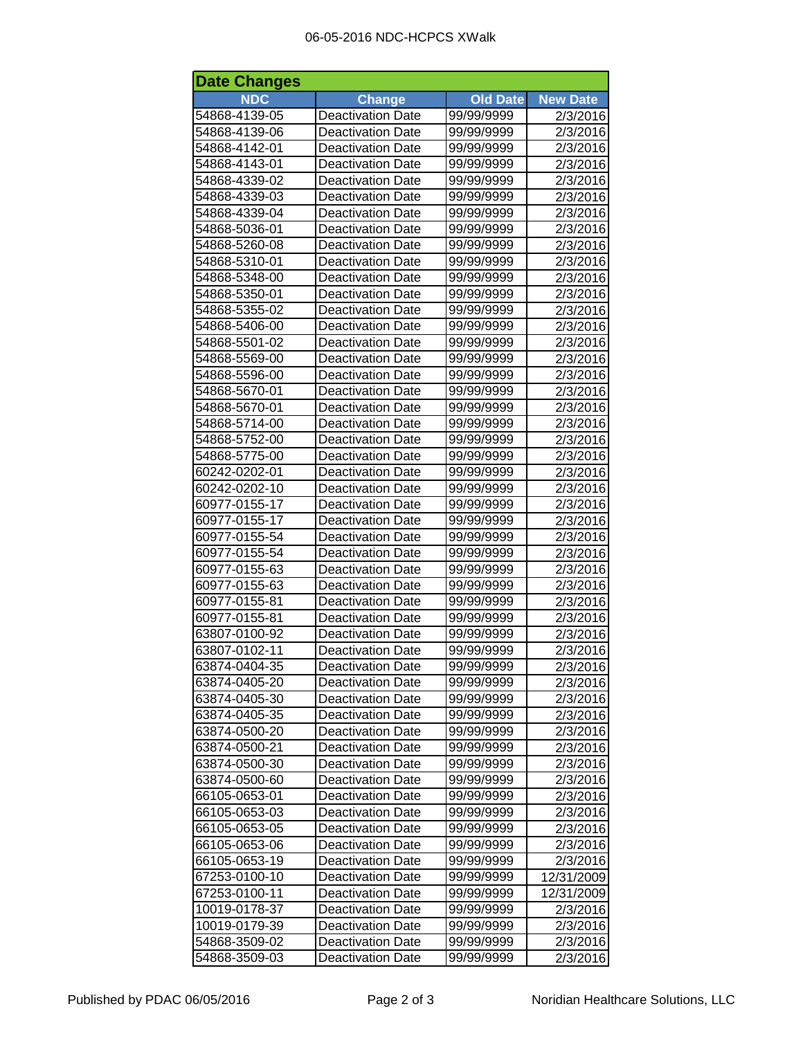## Date Changes

| NDC | Change | Old Date | New Date |
|---|---|---|---|
| 54868-4139-05 | Deactivation Date | 99/99/9999 | 2/3/2016 |
| 54868-4139-06 | Deactivation Date | 99/99/9999 | 2/3/2016 |
| 54868-4142-01 | Deactivation Date | 99/99/9999 | 2/3/2016 |
| 54868-4143-01 | Deactivation Date | 99/99/9999 | 2/3/2016 |
| 54868-4339-02 | Deactivation Date | 99/99/9999 | 2/3/2016 |
| 54868-4339-03 | Deactivation Date | 99/99/9999 | 2/3/2016 |
| 54868-4339-04 | Deactivation Date | 99/99/9999 | 2/3/2016 |
| 54868-5036-01 | Deactivation Date | 99/99/9999 | 2/3/2016 |
| 54868-5260-08 | Deactivation Date | 99/99/9999 | 2/3/2016 |
| 54868-5310-01 | Deactivation Date | 99/99/9999 | 2/3/2016 |
| 54868-5348-00 | Deactivation Date | 99/99/9999 | 2/3/2016 |
| 54868-5350-01 | Deactivation Date | 99/99/9999 | 2/3/2016 |
| 54868-5355-02 | Deactivation Date | 99/99/9999 | 2/3/2016 |
| 54868-5406-00 | Deactivation Date | 99/99/9999 | 2/3/2016 |
| 54868-5501-02 | Deactivation Date | 99/99/9999 | 2/3/2016 |
| 54868-5569-00 | Deactivation Date | 99/99/9999 | 2/3/2016 |
| 54868-5596-00 | Deactivation Date | 99/99/9999 | 2/3/2016 |
| 54868-5670-01 | Deactivation Date | 99/99/9999 | 2/3/2016 |
| 54868-5670-01 | Deactivation Date | 99/99/9999 | 2/3/2016 |
| 54868-5714-00 | Deactivation Date | 99/99/9999 | 2/3/2016 |
| 54868-5752-00 | Deactivation Date | 99/99/9999 | 2/3/2016 |
| 54868-5775-00 | Deactivation Date | 99/99/9999 | 2/3/2016 |
| 60242-0202-01 | Deactivation Date | 99/99/9999 | 2/3/2016 |
| 60242-0202-10 | Deactivation Date | 99/99/9999 | 2/3/2016 |
| 60977-0155-17 | Deactivation Date | 99/99/9999 | 2/3/2016 |
| 60977-0155-17 | Deactivation Date | 99/99/9999 | 2/3/2016 |
| 60977-0155-54 | Deactivation Date | 99/99/9999 | 2/3/2016 |
| 60977-0155-54 | Deactivation Date | 99/99/9999 | 2/3/2016 |
| 60977-0155-63 | Deactivation Date | 99/99/9999 | 2/3/2016 |
| 60977-0155-63 | Deactivation Date | 99/99/9999 | 2/3/2016 |
| 60977-0155-81 | Deactivation Date | 99/99/9999 | 2/3/2016 |
| 60977-0155-81 | Deactivation Date | 99/99/9999 | 2/3/2016 |
| 63807-0100-92 | Deactivation Date | 99/99/9999 | 2/3/2016 |
| 63807-0102-11 | Deactivation Date | 99/99/9999 | 2/3/2016 |
| 63874-0404-35 | Deactivation Date | 99/99/9999 | 2/3/2016 |
| 63874-0405-20 | Deactivation Date | 99/99/9999 | 2/3/2016 |
| 63874-0405-30 | Deactivation Date | 99/99/9999 | 2/3/2016 |
| 63874-0405-35 | Deactivation Date | 99/99/9999 | 2/3/2016 |
| 63874-0500-20 | Deactivation Date | 99/99/9999 | 2/3/2016 |
| 63874-0500-21 | Deactivation Date | 99/99/9999 | 2/3/2016 |
| 63874-0500-30 | Deactivation Date | 99/99/9999 | 2/3/2016 |
| 63874-0500-60 | Deactivation Date | 99/99/9999 | 2/3/2016 |
| 66105-0653-01 | Deactivation Date | 99/99/9999 | 2/3/2016 |
| 66105-0653-03 | Deactivation Date | 99/99/9999 | 2/3/2016 |
| 66105-0653-05 | Deactivation Date | 99/99/9999 | 2/3/2016 |
| 66105-0653-06 | Deactivation Date | 99/99/9999 | 2/3/2016 |
| 66105-0653-19 | Deactivation Date | 99/99/9999 | 2/3/2016 |
| 67253-0100-10 | Deactivation Date | 99/99/9999 | 12/31/2009 |
| 67253-0100-11 | Deactivation Date | 99/99/9999 | 12/31/2009 |
| 10019-0178-37 | Deactivation Date | 99/99/9999 | 2/3/2016 |
| 10019-0179-39 | Deactivation Date | 99/99/9999 | 2/3/2016 |
| 54868-3509-02 | Deactivation Date | 99/99/9999 | 2/3/2016 |
| 54868-3509-03 | Deactivation Date | 99/99/9999 | 2/3/2016 |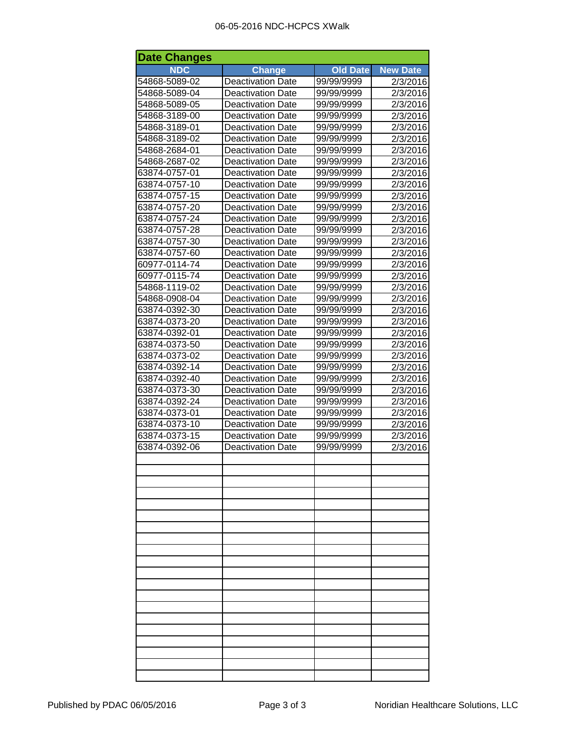## Date Changes

| NDC | Change | Old Date | New Date |
|---|---|---|---|
| 54868-5089-02 | Deactivation Date | 99/99/9999 | 2/3/2016 |
| 54868-5089-04 | Deactivation Date | 99/99/9999 | 2/3/2016 |
| 54868-5089-05 | Deactivation Date | 99/99/9999 | 2/3/2016 |
| 54868-3189-00 | Deactivation Date | 99/99/9999 | 2/3/2016 |
| 54868-3189-01 | Deactivation Date | 99/99/9999 | 2/3/2016 |
| 54868-3189-02 | Deactivation Date | 99/99/9999 | 2/3/2016 |
| 54868-2684-01 | Deactivation Date | 99/99/9999 | 2/3/2016 |
| 54868-2687-02 | Deactivation Date | 99/99/9999 | 2/3/2016 |
| 63874-0757-01 | Deactivation Date | 99/99/9999 | 2/3/2016 |
| 63874-0757-10 | Deactivation Date | 99/99/9999 | 2/3/2016 |
| 63874-0757-15 | Deactivation Date | 99/99/9999 | 2/3/2016 |
| 63874-0757-20 | Deactivation Date | 99/99/9999 | 2/3/2016 |
| 63874-0757-24 | Deactivation Date | 99/99/9999 | 2/3/2016 |
| 63874-0757-28 | Deactivation Date | 99/99/9999 | 2/3/2016 |
| 63874-0757-30 | Deactivation Date | 99/99/9999 | 2/3/2016 |
| 63874-0757-60 | Deactivation Date | 99/99/9999 | 2/3/2016 |
| 60977-0114-74 | Deactivation Date | 99/99/9999 | 2/3/2016 |
| 60977-0115-74 | Deactivation Date | 99/99/9999 | 2/3/2016 |
| 54868-1119-02 | Deactivation Date | 99/99/9999 | 2/3/2016 |
| 54868-0908-04 | Deactivation Date | 99/99/9999 | 2/3/2016 |
| 63874-0392-30 | Deactivation Date | 99/99/9999 | 2/3/2016 |
| 63874-0373-20 | Deactivation Date | 99/99/9999 | 2/3/2016 |
| 63874-0392-01 | Deactivation Date | 99/99/9999 | 2/3/2016 |
| 63874-0373-50 | Deactivation Date | 99/99/9999 | 2/3/2016 |
| 63874-0373-02 | Deactivation Date | 99/99/9999 | 2/3/2016 |
| 63874-0392-14 | Deactivation Date | 99/99/9999 | 2/3/2016 |
| 63874-0392-40 | Deactivation Date | 99/99/9999 | 2/3/2016 |
| 63874-0373-30 | Deactivation Date | 99/99/9999 | 2/3/2016 |
| 63874-0392-24 | Deactivation Date | 99/99/9999 | 2/3/2016 |
| 63874-0373-01 | Deactivation Date | 99/99/9999 | 2/3/2016 |
| 63874-0373-10 | Deactivation Date | 99/99/9999 | 2/3/2016 |
| 63874-0373-15 | Deactivation Date | 99/99/9999 | 2/3/2016 |
| 63874-0392-06 | Deactivation Date | 99/99/9999 | 2/3/2016 |